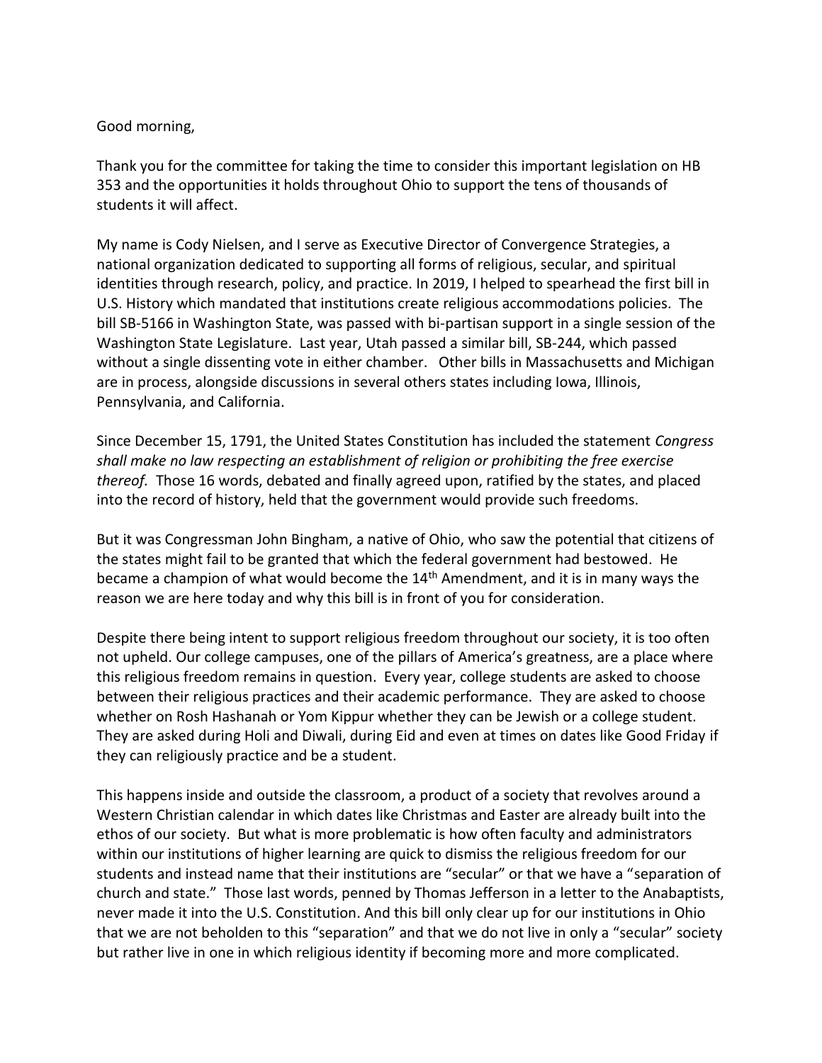Good morning,

Thank you for the committee for taking the time to consider this important legislation on HB 353 and the opportunities it holds throughout Ohio to support the tens of thousands of students it will affect.

My name is Cody Nielsen, and I serve as Executive Director of Convergence Strategies, a national organization dedicated to supporting all forms of religious, secular, and spiritual identities through research, policy, and practice. In 2019, I helped to spearhead the first bill in U.S. History which mandated that institutions create religious accommodations policies. The bill SB-5166 in Washington State, was passed with bi-partisan support in a single session of the Washington State Legislature. Last year, Utah passed a similar bill, SB-244, which passed without a single dissenting vote in either chamber. Other bills in Massachusetts and Michigan are in process, alongside discussions in several others states including Iowa, Illinois, Pennsylvania, and California.

Since December 15, 1791, the United States Constitution has included the statement *Congress shall make no law respecting an establishment of religion or prohibiting the free exercise thereof.* Those 16 words, debated and finally agreed upon, ratified by the states, and placed into the record of history, held that the government would provide such freedoms.

But it was Congressman John Bingham, a native of Ohio, who saw the potential that citizens of the states might fail to be granted that which the federal government had bestowed. He became a champion of what would become the 14th Amendment, and it is in many ways the reason we are here today and why this bill is in front of you for consideration.

Despite there being intent to support religious freedom throughout our society, it is too often not upheld. Our college campuses, one of the pillars of America's greatness, are a place where this religious freedom remains in question. Every year, college students are asked to choose between their religious practices and their academic performance. They are asked to choose whether on Rosh Hashanah or Yom Kippur whether they can be Jewish or a college student. They are asked during Holi and Diwali, during Eid and even at times on dates like Good Friday if they can religiously practice and be a student.

This happens inside and outside the classroom, a product of a society that revolves around a Western Christian calendar in which dates like Christmas and Easter are already built into the ethos of our society. But what is more problematic is how often faculty and administrators within our institutions of higher learning are quick to dismiss the religious freedom for our students and instead name that their institutions are "secular" or that we have a "separation of church and state." Those last words, penned by Thomas Jefferson in a letter to the Anabaptists, never made it into the U.S. Constitution. And this bill only clear up for our institutions in Ohio that we are not beholden to this "separation" and that we do not live in only a "secular" society but rather live in one in which religious identity if becoming more and more complicated.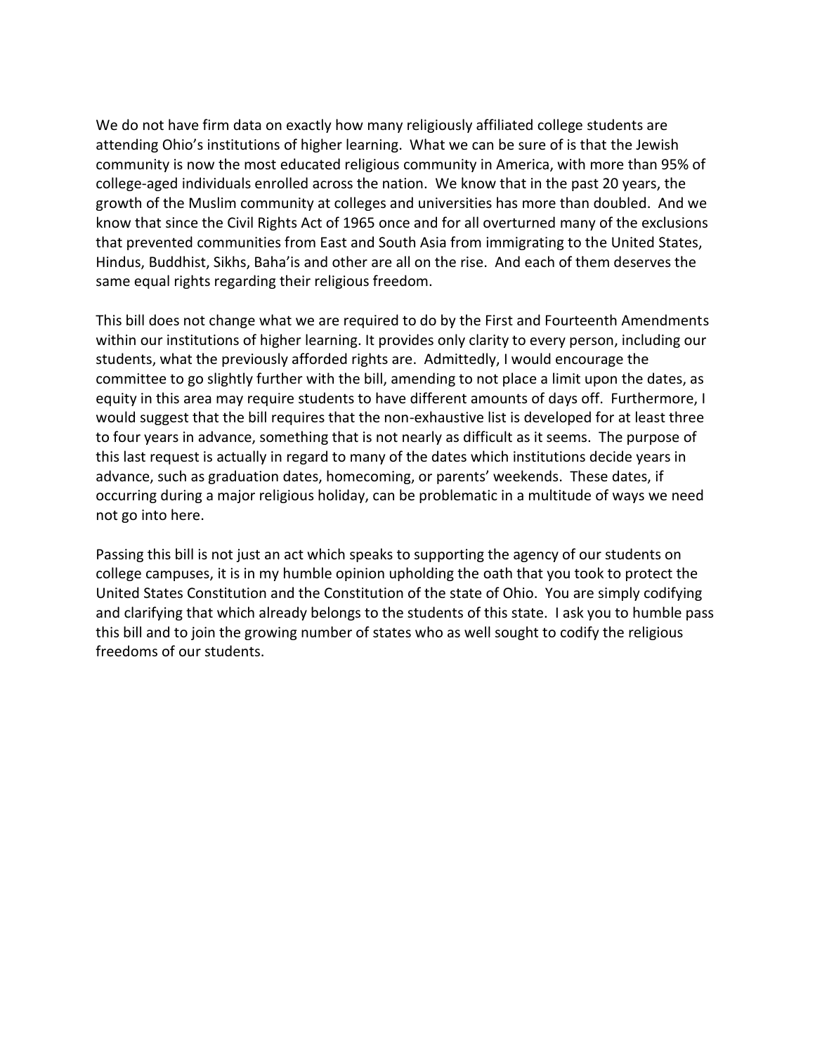We do not have firm data on exactly how many religiously affiliated college students are attending Ohio's institutions of higher learning. What we can be sure of is that the Jewish community is now the most educated religious community in America, with more than 95% of college-aged individuals enrolled across the nation. We know that in the past 20 years, the growth of the Muslim community at colleges and universities has more than doubled. And we know that since the Civil Rights Act of 1965 once and for all overturned many of the exclusions that prevented communities from East and South Asia from immigrating to the United States, Hindus, Buddhist, Sikhs, Baha'is and other are all on the rise. And each of them deserves the same equal rights regarding their religious freedom.

This bill does not change what we are required to do by the First and Fourteenth Amendments within our institutions of higher learning. It provides only clarity to every person, including our students, what the previously afforded rights are. Admittedly, I would encourage the committee to go slightly further with the bill, amending to not place a limit upon the dates, as equity in this area may require students to have different amounts of days off. Furthermore, I would suggest that the bill requires that the non-exhaustive list is developed for at least three to four years in advance, something that is not nearly as difficult as it seems. The purpose of this last request is actually in regard to many of the dates which institutions decide years in advance, such as graduation dates, homecoming, or parents' weekends. These dates, if occurring during a major religious holiday, can be problematic in a multitude of ways we need not go into here.

Passing this bill is not just an act which speaks to supporting the agency of our students on college campuses, it is in my humble opinion upholding the oath that you took to protect the United States Constitution and the Constitution of the state of Ohio. You are simply codifying and clarifying that which already belongs to the students of this state. I ask you to humble pass this bill and to join the growing number of states who as well sought to codify the religious freedoms of our students.